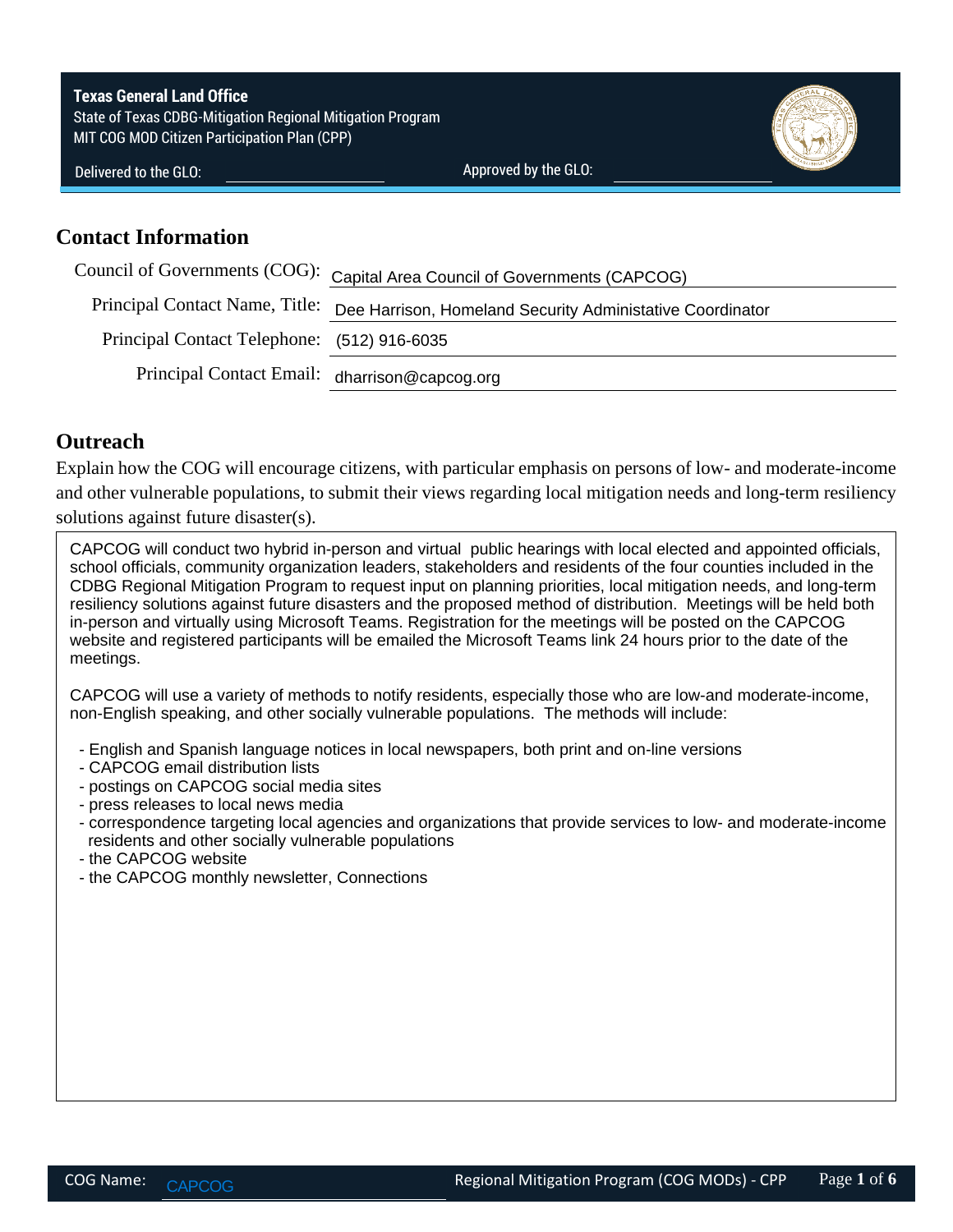**Texas General Land Office**
State of Texas CDBG-Mitigation Regional Mitigation Program
MIT COG MOD Citizen Participation Plan (CPP)

Delivered to the GLO: ______________ Approved by the GLO: ______________

## Contact Information

| | |
|---|---|
| Council of Governments (COG): | Capital Area Council of Governments (CAPCOG) |
| Principal Contact Name, Title: | Dee Harrison, Homeland Security Administative Coordinator |
| Principal Contact Telephone: | (512) 916-6035 |
| Principal Contact Email: | dharrison@capcog.org |

## Outreach

Explain how the COG will encourage citizens, with particular emphasis on persons of low- and moderate-income and other vulnerable populations, to submit their views regarding local mitigation needs and long-term resiliency solutions against future disaster(s).

CAPCOG will conduct two hybrid in-person and virtual public hearings with local elected and appointed officials, school officials, community organization leaders, stakeholders and residents of the four counties included in the CDBG Regional Mitigation Program to request input on planning priorities, local mitigation needs, and long-term resiliency solutions against future disasters and the proposed method of distribution. Meetings will be held both in-person and virtually using Microsoft Teams. Registration for the meetings will be posted on the CAPCOG website and registered participants will be emailed the Microsoft Teams link 24 hours prior to the date of the meetings.

CAPCOG will use a variety of methods to notify residents, especially those who are low-and moderate-income, non-English speaking, and other socially vulnerable populations. The methods will include:

- English and Spanish language notices in local newspapers, both print and on-line versions
- CAPCOG email distribution lists
- postings on CAPCOG social media sites
- press releases to local news media
- correspondence targeting local agencies and organizations that provide services to low- and moderate-income residents and other socially vulnerable populations
- the CAPCOG website
- the CAPCOG monthly newsletter, Connections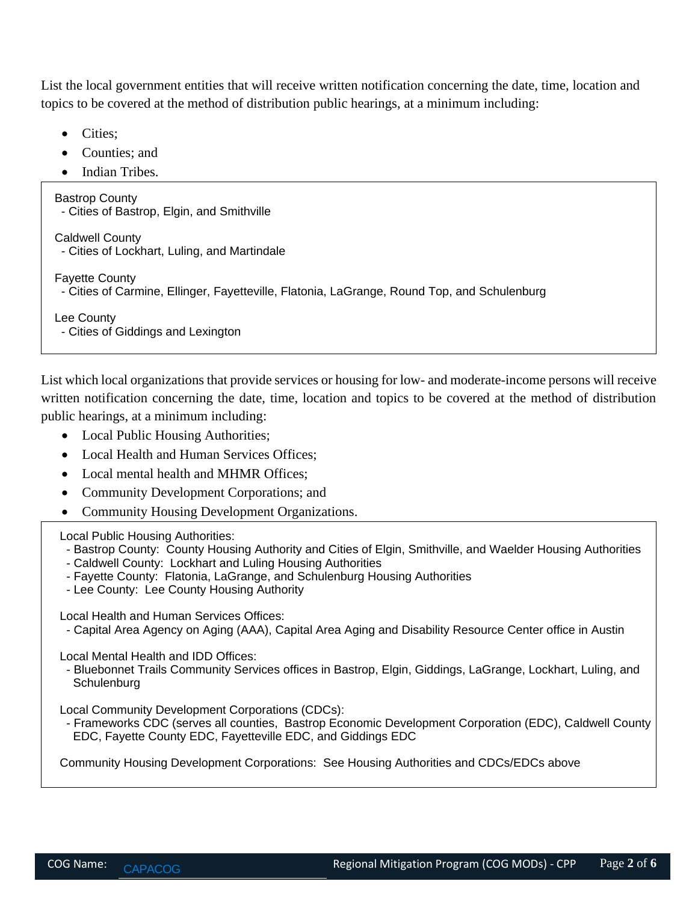List the local government entities that will receive written notification concerning the date, time, location and topics to be covered at the method of distribution public hearings, at a minimum including:

- Cities;
- Counties; and
- Indian Tribes.

Bastrop County
- Cities of Bastrop, Elgin, and Smithville

Caldwell County
- Cities of Lockhart, Luling, and Martindale

Fayette County
- Cities of Carmine, Ellinger, Fayetteville, Flatonia, LaGrange, Round Top, and Schulenburg

Lee County
- Cities of Giddings and Lexington

List which local organizations that provide services or housing for low- and moderate-income persons will receive written notification concerning the date, time, location and topics to be covered at the method of distribution public hearings, at a minimum including:

- Local Public Housing Authorities;
- Local Health and Human Services Offices;
- Local mental health and MHMR Offices;
- Community Development Corporations; and
- Community Housing Development Organizations.

Local Public Housing Authorities:
- Bastrop County: County Housing Authority and Cities of Elgin, Smithville, and Waelder Housing Authorities
- Caldwell County: Lockhart and Luling Housing Authorities
- Fayette County: Flatonia, LaGrange, and Schulenburg Housing Authorities
- Lee County: Lee County Housing Authority

Local Health and Human Services Offices:
- Capital Area Agency on Aging (AAA), Capital Area Aging and Disability Resource Center office in Austin

Local Mental Health and IDD Offices:
- Bluebonnet Trails Community Services offices in Bastrop, Elgin, Giddings, LaGrange, Lockhart, Luling, and Schulenburg

Local Community Development Corporations (CDCs):
- Frameworks CDC (serves all counties, Bastrop Economic Development Corporation (EDC), Caldwell County EDC, Fayette County EDC, Fayetteville EDC, and Giddings EDC

Community Housing Development Corporations: See Housing Authorities and CDCs/EDCs above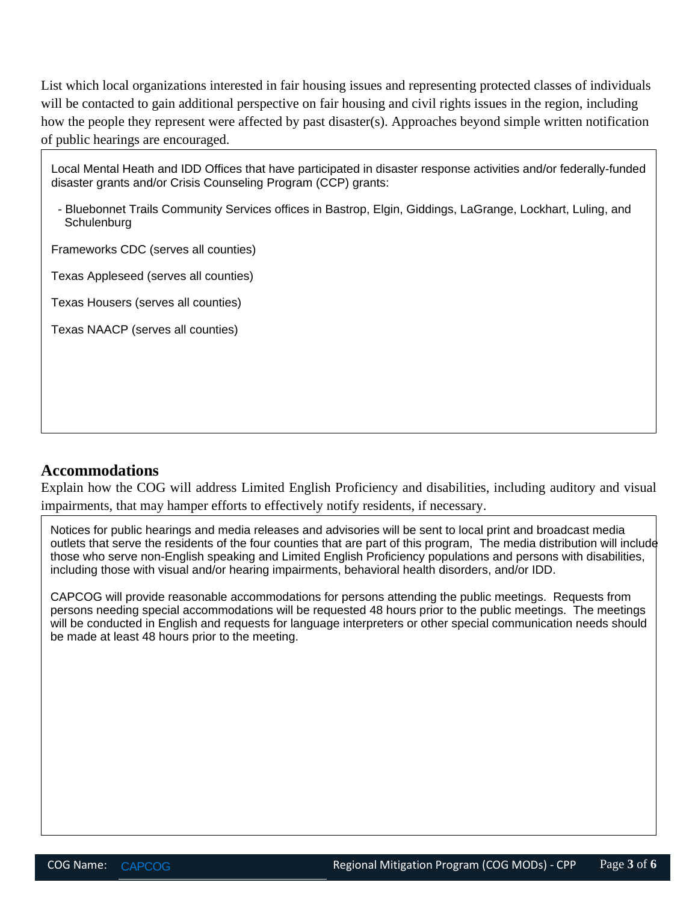List which local organizations interested in fair housing issues and representing protected classes of individuals will be contacted to gain additional perspective on fair housing and civil rights issues in the region, including how the people they represent were affected by past disaster(s). Approaches beyond simple written notification of public hearings are encouraged.

Local Mental Heath and IDD Offices that have participated in disaster response activities and/or federally-funded disaster grants and/or Crisis Counseling Program (CCP) grants:

- Bluebonnet Trails Community Services offices in Bastrop, Elgin, Giddings, LaGrange, Lockhart, Luling, and Schulenburg

Frameworks CDC (serves all counties)

Texas Appleseed (serves all counties)

Texas Housers (serves all counties)

Texas NAACP (serves all counties)

## Accommodations

Explain how the COG will address Limited English Proficiency and disabilities, including auditory and visual impairments, that may hamper efforts to effectively notify residents, if necessary.

Notices for public hearings and media releases and advisories will be sent to local print and broadcast media outlets that serve the residents of the four counties that are part of this program, The media distribution will include those who serve non-English speaking and Limited English Proficiency populations and persons with disabilities, including those with visual and/or hearing impairments, behavioral health disorders, and/or IDD.

CAPCOG will provide reasonable accommodations for persons attending the public meetings. Requests from persons needing special accommodations will be requested 48 hours prior to the public meetings. The meetings will be conducted in English and requests for language interpreters or other special communication needs should be made at least 48 hours prior to the meeting.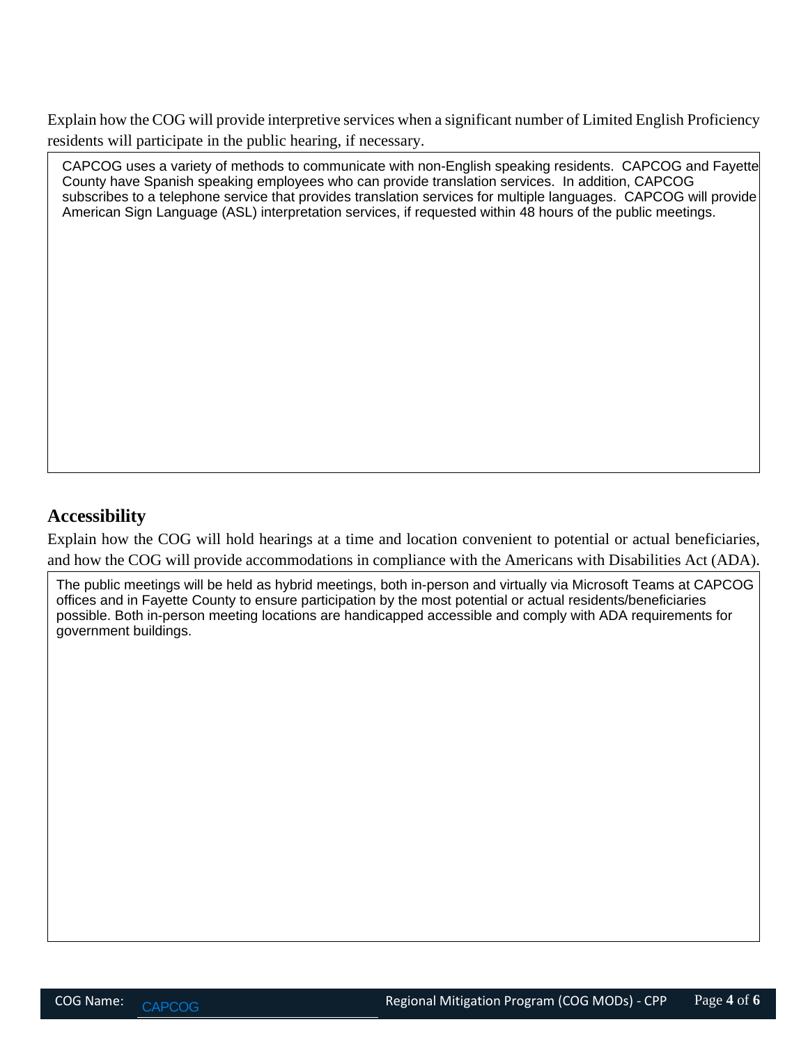Explain how the COG will provide interpretive services when a significant number of Limited English Proficiency residents will participate in the public hearing, if necessary.

CAPCOG uses a variety of methods to communicate with non-English speaking residents. CAPCOG and Fayette County have Spanish speaking employees who can provide translation services. In addition, CAPCOG subscribes to a telephone service that provides translation services for multiple languages. CAPCOG will provide American Sign Language (ASL) interpretation services, if requested within 48 hours of the public meetings.

## Accessibility

Explain how the COG will hold hearings at a time and location convenient to potential or actual beneficiaries, and how the COG will provide accommodations in compliance with the Americans with Disabilities Act (ADA).

The public meetings will be held as hybrid meetings, both in-person and virtually via Microsoft Teams at CAPCOG offices and in Fayette County to ensure participation by the most potential or actual residents/beneficiaries possible. Both in-person meeting locations are handicapped accessible and comply with ADA requirements for government buildings.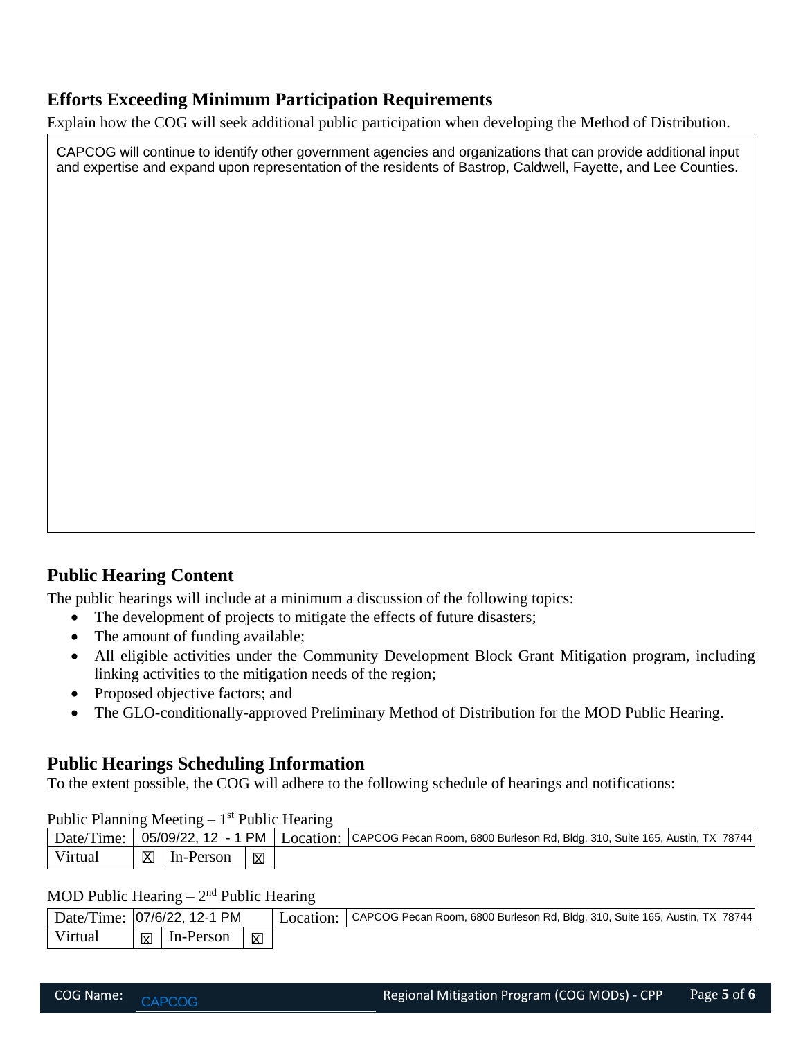## Efforts Exceeding Minimum Participation Requirements

Explain how the COG will seek additional public participation when developing the Method of Distribution.

CAPCOG will continue to identify other government agencies and organizations that can provide additional input and expertise and expand upon representation of the residents of Bastrop, Caldwell, Fayette, and Lee Counties.

## Public Hearing Content

The public hearings will include at a minimum a discussion of the following topics:

- The development of projects to mitigate the effects of future disasters;
- The amount of funding available;
- All eligible activities under the Community Development Block Grant Mitigation program, including linking activities to the mitigation needs of the region;
- Proposed objective factors; and
- The GLO-conditionally-approved Preliminary Method of Distribution for the MOD Public Hearing.

## Public Hearings Scheduling Information

To the extent possible, the COG will adhere to the following schedule of hearings and notifications:

Public Planning Meeting – 1st Public Hearing

| Date/Time: | 05/09/22, 12 - 1 PM | | | Location: | CAPCOG Pecan Room, 6800 Burleson Rd, Bldg. 310, Suite 165, Austin, TX 78744 |
|---|---|---|---|---|---|
| Virtual | ☒ | In-Person | ☒ | | |

MOD Public Hearing – 2nd Public Hearing

| Date/Time: | 07/6/22, 12-1 PM | | | Location: | CAPCOG Pecan Room, 6800 Burleson Rd, Bldg. 310, Suite 165, Austin, TX 78744 |
|---|---|---|---|---|---|
| Virtual | ☒ | In-Person | ☒ | | |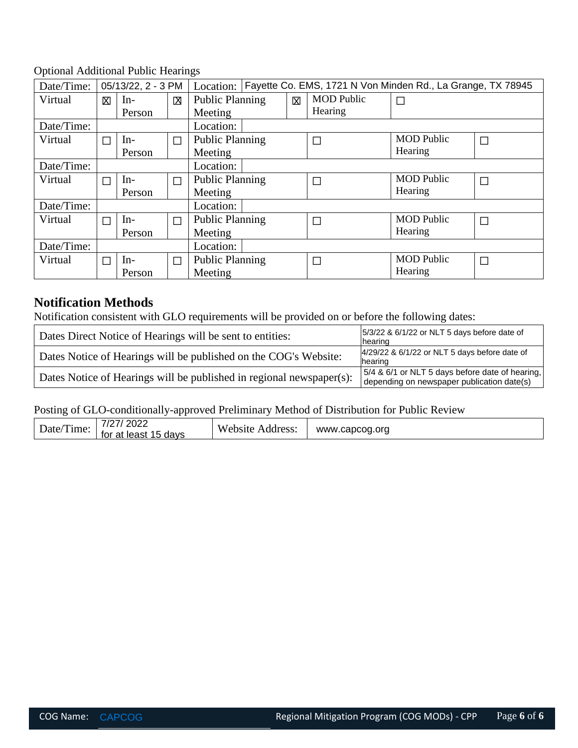Optional Additional Public Hearings

| | | | | | | | | |
|---|---|---|---|---|---|---|---|---|
| Date/Time: | 05/13/22, 2 - 3 PM | | Location: | Fayette Co. EMS, 1721 N Von Minden Rd., La Grange, TX 78945 | | | | |
| Virtual | ☒ | In-Person | ☒ | Public Planning Meeting | ☒ | MOD Public Hearing | ☐ | |
| Date/Time: | | | Location: | | | | | |
| Virtual | ☐ | In-Person | ☐ | Public Planning Meeting | ☐ | MOD Public Hearing | ☐ | |
| Date/Time: | | | Location: | | | | | |
| Virtual | ☐ | In-Person | ☐ | Public Planning Meeting | ☐ | MOD Public Hearing | ☐ | |
| Date/Time: | | | Location: | | | | | |
| Virtual | ☐ | In-Person | ☐ | Public Planning Meeting | ☐ | MOD Public Hearing | ☐ | |
| Date/Time: | | | Location: | | | | | |
| Virtual | ☐ | In-Person | ☐ | Public Planning Meeting | ☐ | MOD Public Hearing | ☐ | |

## Notification Methods

Notification consistent with GLO requirements will be provided on or before the following dates:

| | |
|---|---|
| Dates Direct Notice of Hearings will be sent to entities: | 5/3/22 & 6/1/22 or NLT 5 days before date of hearing |
| Dates Notice of Hearings will be published on the COG's Website: | 4/29/22 & 6/1/22 or NLT 5 days before date of hearing |
| Dates Notice of Hearings will be published in regional newspaper(s): | 5/4 & 6/1 or NLT 5 days before date of hearing, depending on newspaper publication date(s) |

Posting of GLO-conditionally-approved Preliminary Method of Distribution for Public Review

| | | | |
|---|---|---|---|
| Date/Time: | 7/27/ 2022 for at least 15 days | Website Address: | www.capcog.org |